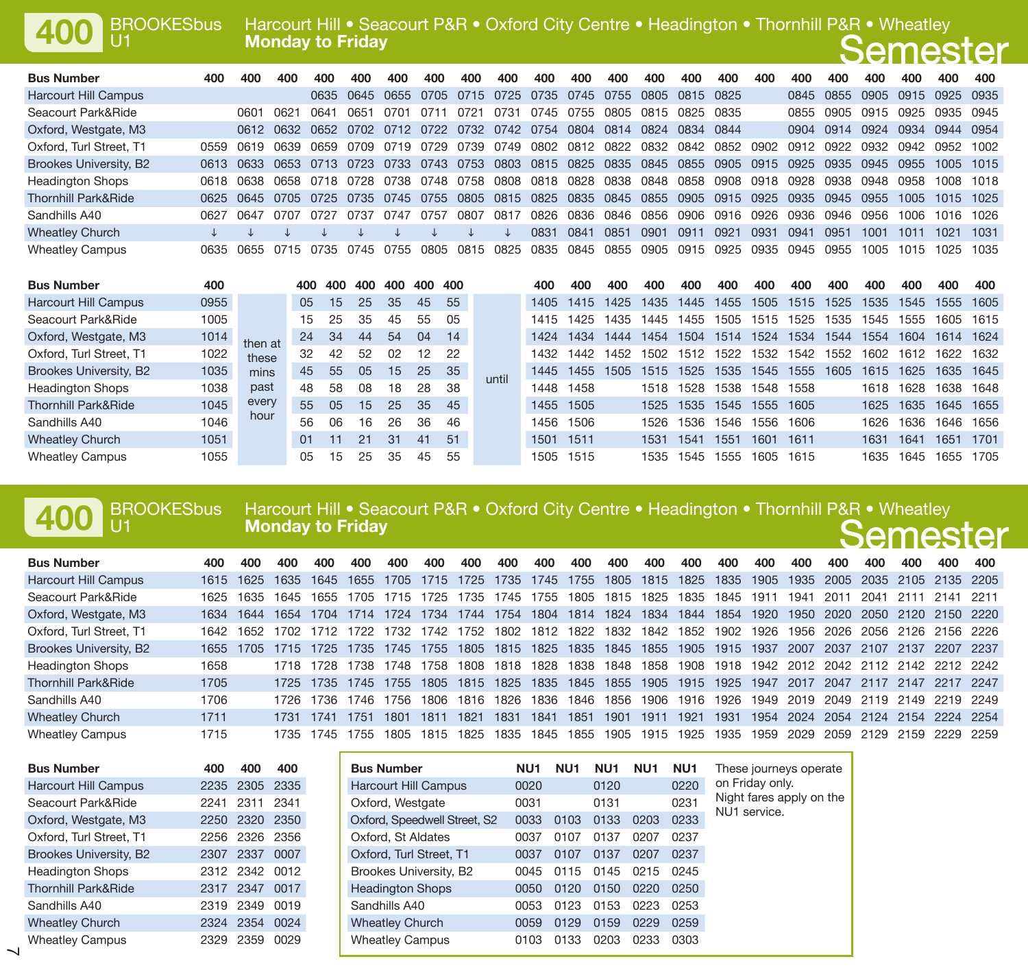# 400 BROOKESbus U1

## Harcourt Hill • Seacourt P&R • Oxford City Centre • Headington • Thornhill P&R • Wheatley

**Monday to Friday**

# Semester

| Bus Number | 400 | 400 | 400 | 400 | 400 | 400 | 400 | 400 | 400 | 400 | 400 | 400 | 400 | 400 | 400 | 400 | 400 | 400 | 400 | 400 | 400 | 400 |
|---|---|---|---|---|---|---|---|---|---|---|---|---|---|---|---|---|---|---|---|---|---|---|
| Harcourt Hill Campus | | | | 0635 | 0645 | 0655 | 0705 | 0715 | 0725 | 0735 | 0745 | 0755 | 0805 | 0815 | 0825 | | 0845 | 0855 | 0905 | 0915 | 0925 | 0935 |
| Seacourt Park&Ride | | 0601 | 0621 | 0641 | 0651 | 0701 | 0711 | 0721 | 0731 | 0745 | 0755 | 0805 | 0815 | 0825 | 0835 | | 0855 | 0905 | 0915 | 0925 | 0935 | 0945 |
| Oxford, Westgate, M3 | | 0612 | 0632 | 0652 | 0702 | 0712 | 0722 | 0732 | 0742 | 0754 | 0804 | 0814 | 0824 | 0834 | 0844 | | 0904 | 0914 | 0924 | 0934 | 0944 | 0954 |
| Oxford, Turl Street, T1 | 0559 | 0619 | 0639 | 0659 | 0709 | 0719 | 0729 | 0739 | 0749 | 0802 | 0812 | 0822 | 0832 | 0842 | 0852 | 0902 | 0912 | 0922 | 0932 | 0942 | 0952 | 1002 |
| Brookes University, B2 | 0613 | 0633 | 0653 | 0713 | 0723 | 0733 | 0743 | 0753 | 0803 | 0815 | 0825 | 0835 | 0845 | 0855 | 0905 | 0915 | 0925 | 0935 | 0945 | 0955 | 1005 | 1015 |
| Headington Shops | 0618 | 0638 | 0658 | 0718 | 0728 | 0738 | 0748 | 0758 | 0808 | 0818 | 0828 | 0838 | 0848 | 0858 | 0908 | 0918 | 0928 | 0938 | 0948 | 0958 | 1008 | 1018 |
| Thornhill Park&Ride | 0625 | 0645 | 0705 | 0725 | 0735 | 0745 | 0755 | 0805 | 0815 | 0825 | 0835 | 0845 | 0855 | 0905 | 0915 | 0925 | 0935 | 0945 | 0955 | 1005 | 1015 | 1025 |
| Sandhills A40 | 0627 | 0647 | 0707 | 0727 | 0737 | 0747 | 0757 | 0807 | 0817 | 0826 | 0836 | 0846 | 0856 | 0906 | 0916 | 0926 | 0936 | 0946 | 0956 | 1006 | 1016 | 1026 |
| Wheatley Church | ↓ | ↓ | ↓ | ↓ | ↓ | ↓ | ↓ | ↓ | ↓ | 0831 | 0841 | 0851 | 0901 | 0911 | 0921 | 0931 | 0941 | 0951 | 1001 | 1011 | 1021 | 1031 |
| Wheatley Campus | 0635 | 0655 | 0715 | 0735 | 0745 | 0755 | 0805 | 0815 | 0825 | 0835 | 0845 | 0855 | 0905 | 0915 | 0925 | 0935 | 0945 | 0955 | 1005 | 1015 | 1025 | 1035 |

| Bus Number | 400 | | 400 | 400 | 400 | 400 | 400 | 400 | | 400 | 400 | 400 | 400 | 400 | 400 | 400 | 400 | 400 | 400 | 400 | 400 | 400 |
|---|---|---|---|---|---|---|---|---|---|---|---|---|---|---|---|---|---|---|---|---|---|---|
| Harcourt Hill Campus | 0955 | then at these mins past every hour | 05 | 15 | 25 | 35 | 45 | 55 | until | 1405 | 1415 | 1425 | 1435 | 1445 | 1455 | 1505 | 1515 | 1525 | 1535 | 1545 | 1555 | 1605 |
| Seacourt Park&Ride | 1005 | | 15 | 25 | 35 | 45 | 55 | 05 | | 1415 | 1425 | 1435 | 1445 | 1455 | 1505 | 1515 | 1525 | 1535 | 1545 | 1555 | 1605 | 1615 |
| Oxford, Westgate, M3 | 1014 | | 24 | 34 | 44 | 54 | 04 | 14 | | 1424 | 1434 | 1444 | 1454 | 1504 | 1514 | 1524 | 1534 | 1544 | 1554 | 1604 | 1614 | 1624 |
| Oxford, Turl Street, T1 | 1022 | | 32 | 42 | 52 | 02 | 12 | 22 | | 1432 | 1442 | 1452 | 1502 | 1512 | 1522 | 1532 | 1542 | 1552 | 1602 | 1612 | 1622 | 1632 |
| Brookes University, B2 | 1035 | | 45 | 55 | 05 | 15 | 25 | 35 | | 1445 | 1455 | 1505 | 1515 | 1525 | 1535 | 1545 | 1555 | 1605 | 1615 | 1625 | 1635 | 1645 |
| Headington Shops | 1038 | | 48 | 58 | 08 | 18 | 28 | 38 | | 1448 | 1458 | | 1518 | 1528 | 1538 | 1548 | 1558 | | 1618 | 1628 | 1638 | 1648 |
| Thornhill Park&Ride | 1045 | | 55 | 05 | 15 | 25 | 35 | 45 | | 1455 | 1505 | | 1525 | 1535 | 1545 | 1555 | 1605 | | 1625 | 1635 | 1645 | 1655 |
| Sandhills A40 | 1046 | | 56 | 06 | 16 | 26 | 36 | 46 | | 1456 | 1506 | | 1526 | 1536 | 1546 | 1556 | 1606 | | 1626 | 1636 | 1646 | 1656 |
| Wheatley Church | 1051 | | 01 | 11 | 21 | 31 | 41 | 51 | | 1501 | 1511 | | 1531 | 1541 | 1551 | 1601 | 1611 | | 1631 | 1641 | 1651 | 1701 |
| Wheatley Campus | 1055 | | 05 | 15 | 25 | 35 | 45 | 55 | | 1505 | 1515 | | 1535 | 1545 | 1555 | 1605 | 1615 | | 1635 | 1645 | 1655 | 1705 |

# 400 BROOKESbus U1

## Harcourt Hill • Seacourt P&R • Oxford City Centre • Headington • Thornhill P&R • Wheatley

**Monday to Friday**

# Semester

| Bus Number | 400 | 400 | 400 | 400 | 400 | 400 | 400 | 400 | 400 | 400 | 400 | 400 | 400 | 400 | 400 | 400 | 400 | 400 | 400 | 400 | 400 | 400 |
|---|---|---|---|---|---|---|---|---|---|---|---|---|---|---|---|---|---|---|---|---|---|---|
| Harcourt Hill Campus | 1615 | 1625 | 1635 | 1645 | 1655 | 1705 | 1715 | 1725 | 1735 | 1745 | 1755 | 1805 | 1815 | 1825 | 1835 | 1905 | 1935 | 2005 | 2035 | 2105 | 2135 | 2205 |
| Seacourt Park&Ride | 1625 | 1635 | 1645 | 1655 | 1705 | 1715 | 1725 | 1735 | 1745 | 1755 | 1805 | 1815 | 1825 | 1835 | 1845 | 1911 | 1941 | 2011 | 2041 | 2111 | 2141 | 2211 |
| Oxford, Westgate, M3 | 1634 | 1644 | 1654 | 1704 | 1714 | 1724 | 1734 | 1744 | 1754 | 1804 | 1814 | 1824 | 1834 | 1844 | 1854 | 1920 | 1950 | 2020 | 2050 | 2120 | 2150 | 2220 |
| Oxford, Turl Street, T1 | 1642 | 1652 | 1702 | 1712 | 1722 | 1732 | 1742 | 1752 | 1802 | 1812 | 1822 | 1832 | 1842 | 1852 | 1902 | 1926 | 1956 | 2026 | 2056 | 2126 | 2156 | 2226 |
| Brookes University, B2 | 1655 | 1705 | 1715 | 1725 | 1735 | 1745 | 1755 | 1805 | 1815 | 1825 | 1835 | 1845 | 1855 | 1905 | 1915 | 1937 | 2007 | 2037 | 2107 | 2137 | 2207 | 2237 |
| Headington Shops | 1658 | | 1718 | 1728 | 1738 | 1748 | 1758 | 1808 | 1818 | 1828 | 1838 | 1848 | 1858 | 1908 | 1918 | 1942 | 2012 | 2042 | 2112 | 2142 | 2212 | 2242 |
| Thornhill Park&Ride | 1705 | | 1725 | 1735 | 1745 | 1755 | 1805 | 1815 | 1825 | 1835 | 1845 | 1855 | 1905 | 1915 | 1925 | 1947 | 2017 | 2047 | 2117 | 2147 | 2217 | 2247 |
| Sandhills A40 | 1706 | | 1726 | 1736 | 1746 | 1756 | 1806 | 1816 | 1826 | 1836 | 1846 | 1856 | 1906 | 1916 | 1926 | 1949 | 2019 | 2049 | 2119 | 2149 | 2219 | 2249 |
| Wheatley Church | 1711 | | 1731 | 1741 | 1751 | 1801 | 1811 | 1821 | 1831 | 1841 | 1851 | 1901 | 1911 | 1921 | 1931 | 1954 | 2024 | 2054 | 2124 | 2154 | 2224 | 2254 |
| Wheatley Campus | 1715 | | 1735 | 1745 | 1755 | 1805 | 1815 | 1825 | 1835 | 1845 | 1855 | 1905 | 1915 | 1925 | 1935 | 1959 | 2029 | 2059 | 2129 | 2159 | 2229 | 2259 |

| Bus Number | 400 | 400 | 400 |
|---|---|---|---|
| Harcourt Hill Campus | 2235 | 2305 | 2335 |
| Seacourt Park&Ride | 2241 | 2311 | 2341 |
| Oxford, Westgate, M3 | 2250 | 2320 | 2350 |
| Oxford, Turl Street, T1 | 2256 | 2326 | 2356 |
| Brookes University, B2 | 2307 | 2337 | 0007 |
| Headington Shops | 2312 | 2342 | 0012 |
| Thornhill Park&Ride | 2317 | 2347 | 0017 |
| Sandhills A40 | 2319 | 2349 | 0019 |
| Wheatley Church | 2324 | 2354 | 0024 |
| Wheatley Campus | 2329 | 2359 | 0029 |

| Bus Number | NU1 | NU1 | NU1 | NU1 | NU1 |
|---|---|---|---|---|---|
| Harcourt Hill Campus | 0020 | | 0120 | | 0220 |
| Oxford, Westgate | 0031 | | 0131 | | 0231 |
| Oxford, Speedwell Street, S2 | 0033 | 0103 | 0133 | 0203 | 0233 |
| Oxford, St Aldates | 0037 | 0107 | 0137 | 0207 | 0237 |
| Oxford, Turl Street, T1 | 0037 | 0107 | 0137 | 0207 | 0237 |
| Brookes University, B2 | 0045 | 0115 | 0145 | 0215 | 0245 |
| Headington Shops | 0050 | 0120 | 0150 | 0220 | 0250 |
| Sandhills A40 | 0053 | 0123 | 0153 | 0223 | 0253 |
| Wheatley Church | 0059 | 0129 | 0159 | 0229 | 0259 |
| Wheatley Campus | 0103 | 0133 | 0203 | 0233 | 0303 |

These journeys operate on Friday only.
Night fares apply on the NU1 service.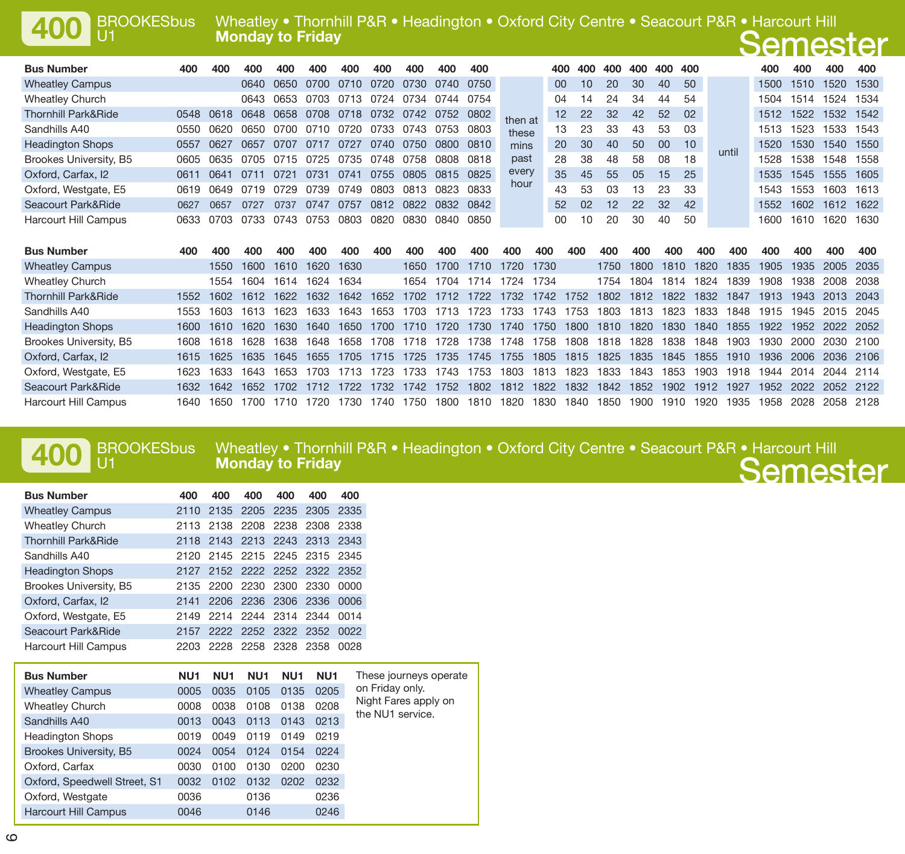# 400 BROOKESbus U1

## Wheatley • Thornhill P&R • Headington • Oxford City Centre • Seacourt P&R • Harcourt Hill

**Monday to Friday**

# Semester

| Bus Number | 400 | 400 | 400 | 400 | 400 | 400 | 400 | 400 | 400 | 400 | | 400 | 400 | 400 | 400 | 400 | 400 | | 400 | 400 | 400 | 400 |
|---|---|---|---|---|---|---|---|---|---|---|---|---|---|---|---|---|---|---|---|---|---|---|
| Wheatley Campus | | | 0640 | 0650 | 0700 | 0710 | 0720 | 0730 | 0740 | 0750 | then at these mins past every hour | 00 | 10 | 20 | 30 | 40 | 50 | until | 1500 | 1510 | 1520 | 1530 |
| Wheatley Church | | | 0643 | 0653 | 0703 | 0713 | 0724 | 0734 | 0744 | 0754 | | 04 | 14 | 24 | 34 | 44 | 54 | | 1504 | 1514 | 1524 | 1534 |
| Thornhill Park&Ride | 0548 | 0618 | 0648 | 0658 | 0708 | 0718 | 0732 | 0742 | 0752 | 0802 | | 12 | 22 | 32 | 42 | 52 | 02 | | 1512 | 1522 | 1532 | 1542 |
| Sandhills A40 | 0550 | 0620 | 0650 | 0700 | 0710 | 0720 | 0733 | 0743 | 0753 | 0803 | | 13 | 23 | 33 | 43 | 53 | 03 | | 1513 | 1523 | 1533 | 1543 |
| Headington Shops | 0557 | 0627 | 0657 | 0707 | 0717 | 0727 | 0740 | 0750 | 0800 | 0810 | | 20 | 30 | 40 | 50 | 00 | 10 | | 1520 | 1530 | 1540 | 1550 |
| Brookes University, B5 | 0605 | 0635 | 0705 | 0715 | 0725 | 0735 | 0748 | 0758 | 0808 | 0818 | | 28 | 38 | 48 | 58 | 08 | 18 | | 1528 | 1538 | 1548 | 1558 |
| Oxford, Carfax, I2 | 0611 | 0641 | 0711 | 0721 | 0731 | 0741 | 0755 | 0805 | 0815 | 0825 | | 35 | 45 | 55 | 05 | 15 | 25 | | 1535 | 1545 | 1555 | 1605 |
| Oxford, Westgate, E5 | 0619 | 0649 | 0719 | 0729 | 0739 | 0749 | 0803 | 0813 | 0823 | 0833 | | 43 | 53 | 03 | 13 | 23 | 33 | | 1543 | 1553 | 1603 | 1613 |
| Seacourt Park&Ride | 0627 | 0657 | 0727 | 0737 | 0747 | 0757 | 0812 | 0822 | 0832 | 0842 | | 52 | 02 | 12 | 22 | 32 | 42 | | 1552 | 1602 | 1612 | 1622 |
| Harcourt Hill Campus | 0633 | 0703 | 0733 | 0743 | 0753 | 0803 | 0820 | 0830 | 0840 | 0850 | | 00 | 10 | 20 | 30 | 40 | 50 | | 1600 | 1610 | 1620 | 1630 |

| Bus Number | 400 | 400 | 400 | 400 | 400 | 400 | 400 | 400 | 400 | 400 | 400 | 400 | 400 | 400 | 400 | 400 | 400 | 400 | 400 | 400 | 400 | 400 |
|---|---|---|---|---|---|---|---|---|---|---|---|---|---|---|---|---|---|---|---|---|---|---|
| Wheatley Campus | | 1550 | 1600 | 1610 | 1620 | 1630 | | 1650 | 1700 | 1710 | 1720 | 1730 | | 1750 | 1800 | 1810 | 1820 | 1835 | 1905 | 1935 | 2005 | 2035 |
| Wheatley Church | | 1554 | 1604 | 1614 | 1624 | 1634 | | 1654 | 1704 | 1714 | 1724 | 1734 | | 1754 | 1804 | 1814 | 1824 | 1839 | 1908 | 1938 | 2008 | 2038 |
| Thornhill Park&Ride | 1552 | 1602 | 1612 | 1622 | 1632 | 1642 | 1652 | 1702 | 1712 | 1722 | 1732 | 1742 | 1752 | 1802 | 1812 | 1822 | 1832 | 1847 | 1913 | 1943 | 2013 | 2043 |
| Sandhills A40 | 1553 | 1603 | 1613 | 1623 | 1633 | 1643 | 1653 | 1703 | 1713 | 1723 | 1733 | 1743 | 1753 | 1803 | 1813 | 1823 | 1833 | 1848 | 1915 | 1945 | 2015 | 2045 |
| Headington Shops | 1600 | 1610 | 1620 | 1630 | 1640 | 1650 | 1700 | 1710 | 1720 | 1730 | 1740 | 1750 | 1800 | 1810 | 1820 | 1830 | 1840 | 1855 | 1922 | 1952 | 2022 | 2052 |
| Brookes University, B5 | 1608 | 1618 | 1628 | 1638 | 1648 | 1658 | 1708 | 1718 | 1728 | 1738 | 1748 | 1758 | 1808 | 1818 | 1828 | 1838 | 1848 | 1903 | 1930 | 2000 | 2030 | 2100 |
| Oxford, Carfax, I2 | 1615 | 1625 | 1635 | 1645 | 1655 | 1705 | 1715 | 1725 | 1735 | 1745 | 1755 | 1805 | 1815 | 1825 | 1835 | 1845 | 1855 | 1910 | 1936 | 2006 | 2036 | 2106 |
| Oxford, Westgate, E5 | 1623 | 1633 | 1643 | 1653 | 1703 | 1713 | 1723 | 1733 | 1743 | 1753 | 1803 | 1813 | 1823 | 1833 | 1843 | 1853 | 1903 | 1918 | 1944 | 2014 | 2044 | 2114 |
| Seacourt Park&Ride | 1632 | 1642 | 1652 | 1702 | 1712 | 1722 | 1732 | 1742 | 1752 | 1802 | 1812 | 1822 | 1832 | 1842 | 1852 | 1902 | 1912 | 1927 | 1952 | 2022 | 2052 | 2122 |
| Harcourt Hill Campus | 1640 | 1650 | 1700 | 1710 | 1720 | 1730 | 1740 | 1750 | 1800 | 1810 | 1820 | 1830 | 1840 | 1850 | 1900 | 1910 | 1920 | 1935 | 1958 | 2028 | 2058 | 2128 |

# 400 BROOKESbus U1

## Wheatley • Thornhill P&R • Headington • Oxford City Centre • Seacourt P&R • Harcourt Hill

**Monday to Friday**

# Semester

| Bus Number | 400 | 400 | 400 | 400 | 400 | 400 |
|---|---|---|---|---|---|---|
| Wheatley Campus | 2110 | 2135 | 2205 | 2235 | 2305 | 2335 |
| Wheatley Church | 2113 | 2138 | 2208 | 2238 | 2308 | 2338 |
| Thornhill Park&Ride | 2118 | 2143 | 2213 | 2243 | 2313 | 2343 |
| Sandhills A40 | 2120 | 2145 | 2215 | 2245 | 2315 | 2345 |
| Headington Shops | 2127 | 2152 | 2222 | 2252 | 2322 | 2352 |
| Brookes University, B5 | 2135 | 2200 | 2230 | 2300 | 2330 | 0000 |
| Oxford, Carfax, I2 | 2141 | 2206 | 2236 | 2306 | 2336 | 0006 |
| Oxford, Westgate, E5 | 2149 | 2214 | 2244 | 2314 | 2344 | 0014 |
| Seacourt Park&Ride | 2157 | 2222 | 2252 | 2322 | 2352 | 0022 |
| Harcourt Hill Campus | 2203 | 2228 | 2258 | 2328 | 2358 | 0028 |

| Bus Number | NU1 | NU1 | NU1 | NU1 | NU1 |
|---|---|---|---|---|---|
| Wheatley Campus | 0005 | 0035 | 0105 | 0135 | 0205 |
| Wheatley Church | 0008 | 0038 | 0108 | 0138 | 0208 |
| Sandhills A40 | 0013 | 0043 | 0113 | 0143 | 0213 |
| Headington Shops | 0019 | 0049 | 0119 | 0149 | 0219 |
| Brookes University, B5 | 0024 | 0054 | 0124 | 0154 | 0224 |
| Oxford, Carfax | 0030 | 0100 | 0130 | 0200 | 0230 |
| Oxford, Speedwell Street, S1 | 0032 | 0102 | 0132 | 0202 | 0232 |
| Oxford, Westgate | 0036 | | 0136 | | 0236 |
| Harcourt Hill Campus | 0046 | | 0146 | | 0246 |

These journeys operate on Friday only.
Night Fares apply on the NU1 service.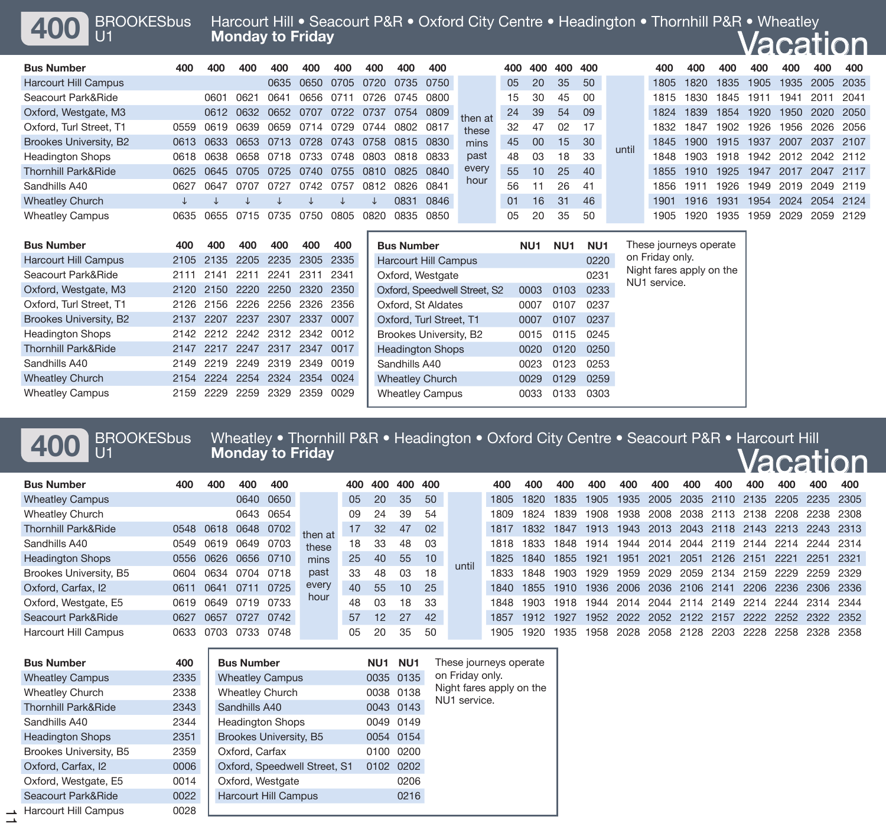# 400 BROOKESbus U1

## Harcourt Hill • Seacourt P&R • Oxford City Centre • Headington • Thornhill P&R • Wheatley

**Monday to Friday**

**Vacation**

| Bus Number | 400 | 400 | 400 | 400 | 400 | 400 | 400 | 400 | 400 | | 400 | 400 | 400 | 400 | | 400 | 400 | 400 | 400 | 400 | 400 | 400 |
|---|---|---|---|---|---|---|---|---|---|---|---|---|---|---|---|---|---|---|---|---|---|---|
| Harcourt Hill Campus | | | | 0635 | 0650 | 0705 | 0720 | 0735 | 0750 | then at these mins past every hour | 05 | 20 | 35 | 50 | until | 1805 | 1820 | 1835 | 1905 | 1935 | 2005 | 2035 |
| Seacourt Park&Ride | | 0601 | 0621 | 0641 | 0656 | 0711 | 0726 | 0745 | 0800 | | 15 | 30 | 45 | 00 | | 1815 | 1830 | 1845 | 1911 | 1941 | 2011 | 2041 |
| Oxford, Westgate, M3 | | 0612 | 0632 | 0652 | 0707 | 0722 | 0737 | 0754 | 0809 | | 24 | 39 | 54 | 09 | | 1824 | 1839 | 1854 | 1920 | 1950 | 2020 | 2050 |
| Oxford, Turl Street, T1 | 0559 | 0619 | 0639 | 0659 | 0714 | 0729 | 0744 | 0802 | 0817 | | 32 | 47 | 02 | 17 | | 1832 | 1847 | 1902 | 1926 | 1956 | 2026 | 2056 |
| Brookes University, B2 | 0613 | 0633 | 0653 | 0713 | 0728 | 0743 | 0758 | 0815 | 0830 | | 45 | 00 | 15 | 30 | | 1845 | 1900 | 1915 | 1937 | 2007 | 2037 | 2107 |
| Headington Shops | 0618 | 0638 | 0658 | 0718 | 0733 | 0748 | 0803 | 0818 | 0833 | | 48 | 03 | 18 | 33 | | 1848 | 1903 | 1918 | 1942 | 2012 | 2042 | 2112 |
| Thornhill Park&Ride | 0625 | 0645 | 0705 | 0725 | 0740 | 0755 | 0810 | 0825 | 0840 | | 55 | 10 | 25 | 40 | | 1855 | 1910 | 1925 | 1947 | 2017 | 2047 | 2117 |
| Sandhills A40 | 0627 | 0647 | 0707 | 0727 | 0742 | 0757 | 0812 | 0826 | 0841 | | 56 | 11 | 26 | 41 | | 1856 | 1911 | 1926 | 1949 | 2019 | 2049 | 2119 |
| Wheatley Church | ↓ | ↓ | ↓ | ↓ | ↓ | ↓ | ↓ | 0831 | 0846 | | 01 | 16 | 31 | 46 | | 1901 | 1916 | 1931 | 1954 | 2024 | 2054 | 2124 |
| Wheatley Campus | 0635 | 0655 | 0715 | 0735 | 0750 | 0805 | 0820 | 0835 | 0850 | | 05 | 20 | 35 | 50 | | 1905 | 1920 | 1935 | 1959 | 2029 | 2059 | 2129 |

| Bus Number | 400 | 400 | 400 | 400 | 400 | 400 |
|---|---|---|---|---|---|---|
| Harcourt Hill Campus | 2105 | 2135 | 2205 | 2235 | 2305 | 2335 |
| Seacourt Park&Ride | 2111 | 2141 | 2211 | 2241 | 2311 | 2341 |
| Oxford, Westgate, M3 | 2120 | 2150 | 2220 | 2250 | 2320 | 2350 |
| Oxford, Turl Street, T1 | 2126 | 2156 | 2226 | 2256 | 2326 | 2356 |
| Brookes University, B2 | 2137 | 2207 | 2237 | 2307 | 2337 | 0007 |
| Headington Shops | 2142 | 2212 | 2242 | 2312 | 2342 | 0012 |
| Thornhill Park&Ride | 2147 | 2217 | 2247 | 2317 | 2347 | 0017 |
| Sandhills A40 | 2149 | 2219 | 2249 | 2319 | 2349 | 0019 |
| Wheatley Church | 2154 | 2224 | 2254 | 2324 | 2354 | 0024 |
| Wheatley Campus | 2159 | 2229 | 2259 | 2329 | 2359 | 0029 |

| Bus Number | NU1 | NU1 | NU1 |
|---|---|---|---|
| Harcourt Hill Campus | | | 0220 |
| Oxford, Westgate | | | 0231 |
| Oxford, Speedwell Street, S2 | 0003 | 0103 | 0233 |
| Oxford, St Aldates | 0007 | 0107 | 0237 |
| Oxford, Turl Street, T1 | 0007 | 0107 | 0237 |
| Brookes University, B2 | 0015 | 0115 | 0245 |
| Headington Shops | 0020 | 0120 | 0250 |
| Sandhills A40 | 0023 | 0123 | 0253 |
| Wheatley Church | 0029 | 0129 | 0259 |
| Wheatley Campus | 0033 | 0133 | 0303 |

These journeys operate on Friday only.
Night fares apply on the NU1 service.

# 400 BROOKESbus U1

## Wheatley • Thornhill P&R • Headington • Oxford City Centre • Seacourt P&R • Harcourt Hill

**Monday to Friday**

**Vacation**

| Bus Number | 400 | 400 | 400 | 400 | | 400 | 400 | 400 | 400 | | 400 | 400 | 400 | 400 | 400 | 400 | 400 | 400 | 400 | 400 | 400 | 400 |
|---|---|---|---|---|---|---|---|---|---|---|---|---|---|---|---|---|---|---|---|---|---|---|
| Wheatley Campus | | | 0640 | 0650 | then at these mins past every hour | 05 | 20 | 35 | 50 | until | 1805 | 1820 | 1835 | 1905 | 1935 | 2005 | 2035 | 2110 | 2135 | 2205 | 2235 | 2305 |
| Wheatley Church | | | 0643 | 0654 | | 09 | 24 | 39 | 54 | | 1809 | 1824 | 1839 | 1908 | 1938 | 2008 | 2038 | 2113 | 2138 | 2208 | 2238 | 2308 |
| Thornhill Park&Ride | 0548 | 0618 | 0648 | 0702 | | 17 | 32 | 47 | 02 | | 1817 | 1832 | 1847 | 1913 | 1943 | 2013 | 2043 | 2118 | 2143 | 2213 | 2243 | 2313 |
| Sandhills A40 | 0549 | 0619 | 0649 | 0703 | | 18 | 33 | 48 | 03 | | 1818 | 1833 | 1848 | 1914 | 1944 | 2014 | 2044 | 2119 | 2144 | 2214 | 2244 | 2314 |
| Headington Shops | 0556 | 0626 | 0656 | 0710 | | 25 | 40 | 55 | 10 | | 1825 | 1840 | 1855 | 1921 | 1951 | 2021 | 2051 | 2126 | 2151 | 2221 | 2251 | 2321 |
| Brookes University, B5 | 0604 | 0634 | 0704 | 0718 | | 33 | 48 | 03 | 18 | | 1833 | 1848 | 1903 | 1929 | 1959 | 2029 | 2059 | 2134 | 2159 | 2229 | 2259 | 2329 |
| Oxford, Carfax, I2 | 0611 | 0641 | 0711 | 0725 | | 40 | 55 | 10 | 25 | | 1840 | 1855 | 1910 | 1936 | 2006 | 2036 | 2106 | 2141 | 2206 | 2236 | 2306 | 2336 |
| Oxford, Westgate, E5 | 0619 | 0649 | 0719 | 0733 | | 48 | 03 | 18 | 33 | | 1848 | 1903 | 1918 | 1944 | 2014 | 2044 | 2114 | 2149 | 2214 | 2244 | 2314 | 2344 |
| Seacourt Park&Ride | 0627 | 0657 | 0727 | 0742 | | 57 | 12 | 27 | 42 | | 1857 | 1912 | 1927 | 1952 | 2022 | 2052 | 2122 | 2157 | 2222 | 2252 | 2322 | 2352 |
| Harcourt Hill Campus | 0633 | 0703 | 0733 | 0748 | | 05 | 20 | 35 | 50 | | 1905 | 1920 | 1935 | 1958 | 2028 | 2058 | 2128 | 2203 | 2228 | 2258 | 2328 | 2358 |

| Bus Number | 400 |
|---|---|
| Wheatley Campus | 2335 |
| Wheatley Church | 2338 |
| Thornhill Park&Ride | 2343 |
| Sandhills A40 | 2344 |
| Headington Shops | 2351 |
| Brookes University, B5 | 2359 |
| Oxford, Carfax, I2 | 0006 |
| Oxford, Westgate, E5 | 0014 |
| Seacourt Park&Ride | 0022 |
| Harcourt Hill Campus | 0028 |

| Bus Number | NU1 | NU1 |
|---|---|---|
| Wheatley Campus | 0035 | 0135 |
| Wheatley Church | 0038 | 0138 |
| Sandhills A40 | 0043 | 0143 |
| Headington Shops | 0049 | 0149 |
| Brookes University, B5 | 0054 | 0154 |
| Oxford, Carfax | 0100 | 0200 |
| Oxford, Speedwell Street, S1 | 0102 | 0202 |
| Oxford, Westgate | | 0206 |
| Harcourt Hill Campus | | 0216 |

These journeys operate on Friday only.
Night fares apply on the NU1 service.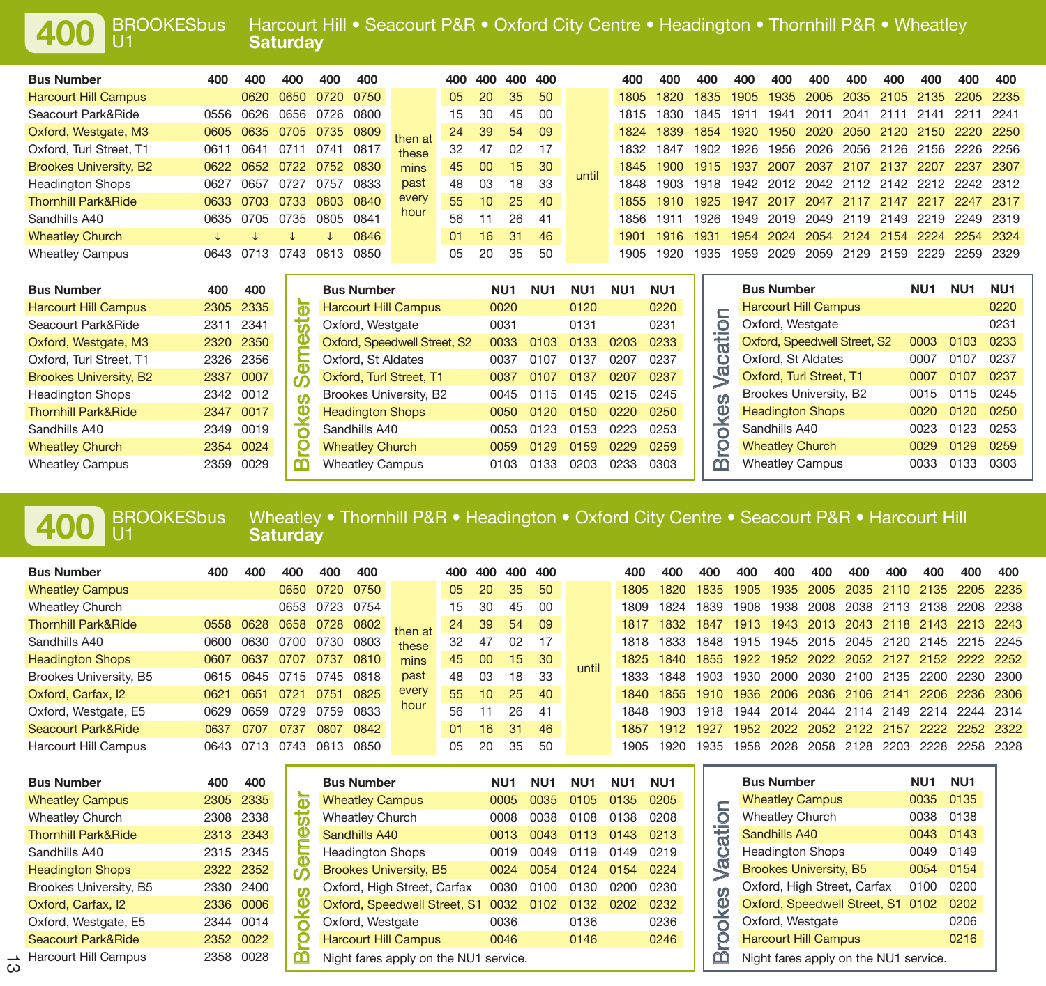## 400 BROOKESbus U1 — Harcourt Hill • Seacourt P&R • Oxford City Centre • Headington • Thornhill P&R • Wheatley

**Saturday**

| Bus Number | 400 | 400 | 400 | 400 | 400 | | 400 | 400 | 400 | 400 | | 400 | 400 | 400 | 400 | 400 | 400 | 400 | 400 | 400 | 400 | 400 |
|---|---|---|---|---|---|---|---|---|---|---|---|---|---|---|---|---|---|---|---|---|---|---|
| Harcourt Hill Campus | | 0620 | 0650 | 0720 | 0750 | then at these mins past every hour | 05 | 20 | 35 | 50 | until | 1805 | 1820 | 1835 | 1905 | 1935 | 2005 | 2035 | 2105 | 2135 | 2205 | 2235 |
| Seacourt Park&Ride | 0556 | 0626 | 0656 | 0726 | 0800 | | 15 | 30 | 45 | 00 | | 1815 | 1830 | 1845 | 1911 | 1941 | 2011 | 2041 | 2111 | 2141 | 2211 | 2241 |
| Oxford, Westgate, M3 | 0605 | 0635 | 0705 | 0735 | 0809 | | 24 | 39 | 54 | 09 | | 1824 | 1839 | 1854 | 1920 | 1950 | 2020 | 2050 | 2120 | 2150 | 2220 | 2250 |
| Oxford, Turl Street, T1 | 0611 | 0641 | 0711 | 0741 | 0817 | | 32 | 47 | 02 | 17 | | 1832 | 1847 | 1902 | 1926 | 1956 | 2026 | 2056 | 2126 | 2156 | 2226 | 2256 |
| Brookes University, B2 | 0622 | 0652 | 0722 | 0752 | 0830 | | 45 | 00 | 15 | 30 | | 1845 | 1900 | 1915 | 1937 | 2007 | 2037 | 2107 | 2137 | 2207 | 2237 | 2307 |
| Headington Shops | 0627 | 0657 | 0727 | 0757 | 0833 | | 48 | 03 | 18 | 33 | | 1848 | 1903 | 1918 | 1942 | 2012 | 2042 | 2112 | 2142 | 2212 | 2242 | 2312 |
| Thornhill Park&Ride | 0633 | 0703 | 0733 | 0803 | 0840 | | 55 | 10 | 25 | 40 | | 1855 | 1910 | 1925 | 1947 | 2017 | 2047 | 2117 | 2147 | 2217 | 2247 | 2317 |
| Sandhills A40 | 0635 | 0705 | 0735 | 0805 | 0841 | | 56 | 11 | 26 | 41 | | 1856 | 1911 | 1926 | 1949 | 2019 | 2049 | 2119 | 2149 | 2219 | 2249 | 2319 |
| Wheatley Church | ↓ | ↓ | ↓ | ↓ | 0846 | | 01 | 16 | 31 | 46 | | 1901 | 1916 | 1931 | 1954 | 2024 | 2054 | 2124 | 2154 | 2224 | 2254 | 2324 |
| Wheatley Campus | 0643 | 0713 | 0743 | 0813 | 0850 | | 05 | 20 | 35 | 50 | | 1905 | 1920 | 1935 | 1959 | 2029 | 2059 | 2129 | 2159 | 2229 | 2259 | 2329 |

| Bus Number | 400 | 400 |
|---|---|---|
| Harcourt Hill Campus | 2305 | 2335 |
| Seacourt Park&Ride | 2311 | 2341 |
| Oxford, Westgate, M3 | 2320 | 2350 |
| Oxford, Turl Street, T1 | 2326 | 2356 |
| Brookes University, B2 | 2337 | 0007 |
| Headington Shops | 2342 | 0012 |
| Thornhill Park&Ride | 2347 | 0017 |
| Sandhills A40 | 2349 | 0019 |
| Wheatley Church | 2354 | 0024 |
| Wheatley Campus | 2359 | 0029 |

**Brookes Semester**

| Bus Number | NU1 | NU1 | NU1 | NU1 | NU1 |
|---|---|---|---|---|---|
| Harcourt Hill Campus | 0020 | | 0120 | | 0220 |
| Oxford, Westgate | 0031 | | 0131 | | 0231 |
| Oxford, Speedwell Street, S2 | 0033 | 0103 | 0133 | 0203 | 0233 |
| Oxford, St Aldates | 0037 | 0107 | 0137 | 0207 | 0237 |
| Oxford, Turl Street, T1 | 0037 | 0107 | 0137 | 0207 | 0237 |
| Brookes University, B2 | 0045 | 0115 | 0145 | 0215 | 0245 |
| Headington Shops | 0050 | 0120 | 0150 | 0220 | 0250 |
| Sandhills A40 | 0053 | 0123 | 0153 | 0223 | 0253 |
| Wheatley Church | 0059 | 0129 | 0159 | 0229 | 0259 |
| Wheatley Campus | 0103 | 0133 | 0203 | 0233 | 0303 |

**Brookes Vacation**

| Bus Number | NU1 | NU1 | NU1 |
|---|---|---|---|
| Harcourt Hill Campus | | | 0220 |
| Oxford, Westgate | | | 0231 |
| Oxford, Speedwell Street, S2 | 0003 | 0103 | 0233 |
| Oxford, St Aldates | 0007 | 0107 | 0237 |
| Oxford, Turl Street, T1 | 0007 | 0107 | 0237 |
| Brookes University, B2 | 0015 | 0115 | 0245 |
| Headington Shops | 0020 | 0120 | 0250 |
| Sandhills A40 | 0023 | 0123 | 0253 |
| Wheatley Church | 0029 | 0129 | 0259 |
| Wheatley Campus | 0033 | 0133 | 0303 |

## 400 BROOKESbus U1 — Wheatley • Thornhill P&R • Headington • Oxford City Centre • Seacourt P&R • Harcourt Hill

**Saturday**

| Bus Number | 400 | 400 | 400 | 400 | 400 | | 400 | 400 | 400 | 400 | | 400 | 400 | 400 | 400 | 400 | 400 | 400 | 400 | 400 | 400 | 400 |
|---|---|---|---|---|---|---|---|---|---|---|---|---|---|---|---|---|---|---|---|---|---|---|
| Wheatley Campus | | | 0650 | 0720 | 0750 | then at these mins past every hour | 05 | 20 | 35 | 50 | until | 1805 | 1820 | 1835 | 1905 | 1935 | 2005 | 2035 | 2110 | 2135 | 2205 | 2235 |
| Wheatley Church | | | 0653 | 0723 | 0754 | | 15 | 30 | 45 | 00 | | 1809 | 1824 | 1839 | 1908 | 1938 | 2008 | 2038 | 2113 | 2138 | 2208 | 2238 |
| Thornhill Park&Ride | 0558 | 0628 | 0658 | 0728 | 0802 | | 24 | 39 | 54 | 09 | | 1817 | 1832 | 1847 | 1913 | 1943 | 2013 | 2043 | 2118 | 2143 | 2213 | 2243 |
| Sandhills A40 | 0600 | 0630 | 0700 | 0730 | 0803 | | 32 | 47 | 02 | 17 | | 1818 | 1833 | 1848 | 1915 | 1945 | 2015 | 2045 | 2120 | 2145 | 2215 | 2245 |
| Headington Shops | 0607 | 0637 | 0707 | 0737 | 0810 | | 45 | 00 | 15 | 30 | | 1825 | 1840 | 1855 | 1922 | 1952 | 2022 | 2052 | 2127 | 2152 | 2222 | 2252 |
| Brookes University, B5 | 0615 | 0645 | 0715 | 0745 | 0818 | | 48 | 03 | 18 | 33 | | 1833 | 1848 | 1903 | 1930 | 2000 | 2030 | 2100 | 2135 | 2200 | 2230 | 2300 |
| Oxford, Carfax, I2 | 0621 | 0651 | 0721 | 0751 | 0825 | | 55 | 10 | 25 | 40 | | 1840 | 1855 | 1910 | 1936 | 2006 | 2036 | 2106 | 2141 | 2206 | 2236 | 2306 |
| Oxford, Westgate, E5 | 0629 | 0659 | 0729 | 0759 | 0833 | | 56 | 11 | 26 | 41 | | 1848 | 1903 | 1918 | 1944 | 2014 | 2044 | 2114 | 2149 | 2214 | 2244 | 2314 |
| Seacourt Park&Ride | 0637 | 0707 | 0737 | 0807 | 0842 | | 01 | 16 | 31 | 46 | | 1857 | 1912 | 1927 | 1952 | 2022 | 2052 | 2122 | 2157 | 2222 | 2252 | 2322 |
| Harcourt Hill Campus | 0643 | 0713 | 0743 | 0813 | 0850 | | 05 | 20 | 35 | 50 | | 1905 | 1920 | 1935 | 1958 | 2028 | 2058 | 2128 | 2203 | 2228 | 2258 | 2328 |

| Bus Number | 400 | 400 |
|---|---|---|
| Wheatley Campus | 2305 | 2335 |
| Wheatley Church | 2308 | 2338 |
| Thornhill Park&Ride | 2313 | 2343 |
| Sandhills A40 | 2315 | 2345 |
| Headington Shops | 2322 | 2352 |
| Brookes University, B5 | 2330 | 2400 |
| Oxford, Carfax, I2 | 2336 | 0006 |
| Oxford, Westgate, E5 | 2344 | 0014 |
| Seacourt Park&Ride | 2352 | 0022 |
| Harcourt Hill Campus | 2358 | 0028 |

**Brookes Semester**

| Bus Number | NU1 | NU1 | NU1 | NU1 | NU1 |
|---|---|---|---|---|---|
| Wheatley Campus | 0005 | 0035 | 0105 | 0135 | 0205 |
| Wheatley Church | 0008 | 0038 | 0108 | 0138 | 0208 |
| Sandhills A40 | 0013 | 0043 | 0113 | 0143 | 0213 |
| Headington Shops | 0019 | 0049 | 0119 | 0149 | 0219 |
| Brookes University, B5 | 0024 | 0054 | 0124 | 0154 | 0224 |
| Oxford, High Street, Carfax | 0030 | 0100 | 0130 | 0200 | 0230 |
| Oxford, Speedwell Street, S1 | 0032 | 0102 | 0132 | 0202 | 0232 |
| Oxford, Westgate | 0036 | | 0136 | | 0236 |
| Harcourt Hill Campus | 0046 | | 0146 | | 0246 |

Night fares apply on the NU1 service.

**Brookes Vacation**

| Bus Number | NU1 | NU1 |
|---|---|---|
| Wheatley Campus | 0035 | 0135 |
| Wheatley Church | 0038 | 0138 |
| Sandhills A40 | 0043 | 0143 |
| Headington Shops | 0049 | 0149 |
| Brookes University, B5 | 0054 | 0154 |
| Oxford, High Street, Carfax | 0100 | 0200 |
| Oxford, Speedwell Street, S1 | 0102 | 0202 |
| Oxford, Westgate | | 0206 |
| Harcourt Hill Campus | | 0216 |

Night fares apply on the NU1 service.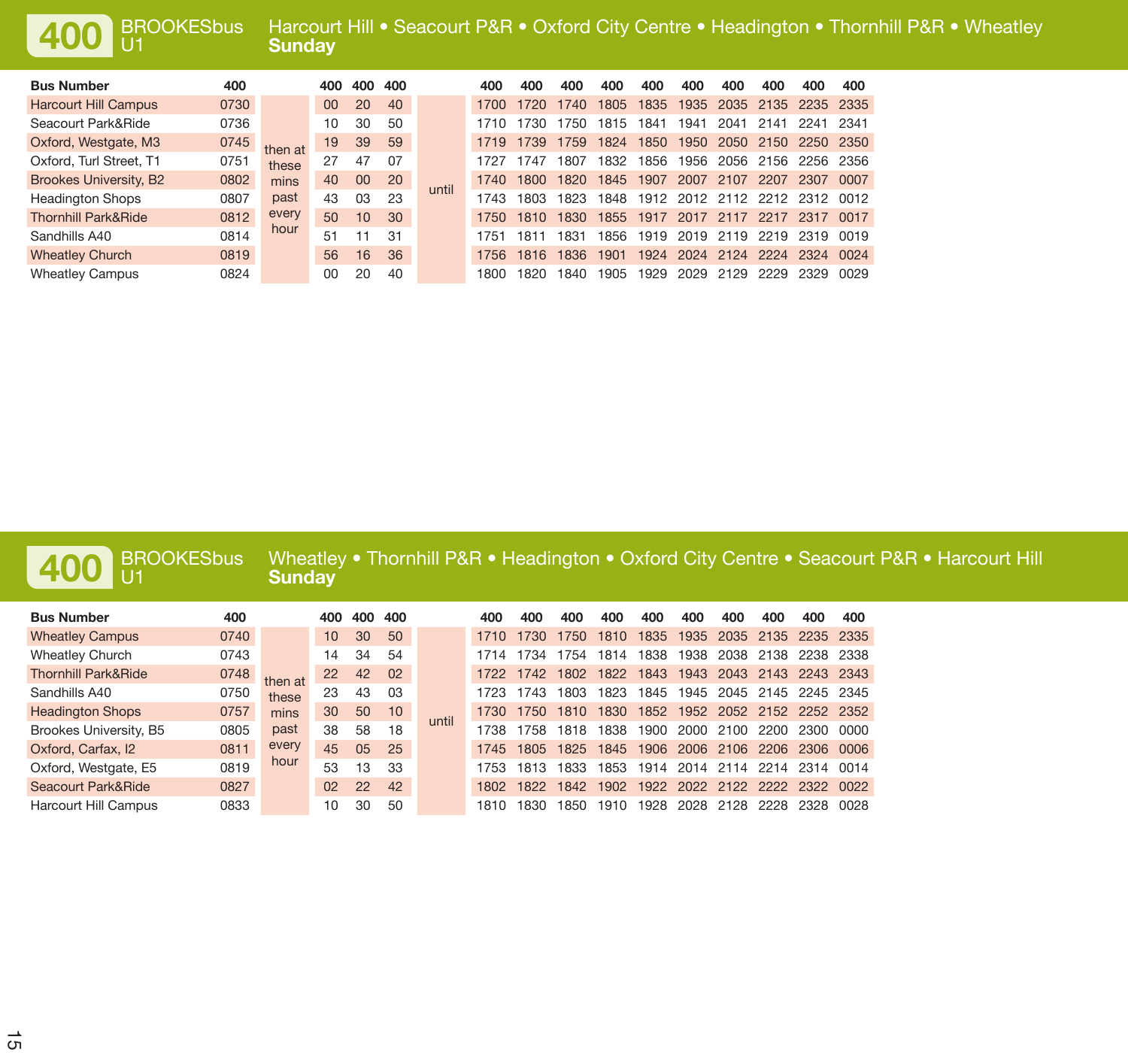## 400 BROOKESbus U1

### Harcourt Hill • Seacourt P&R • Oxford City Centre • Headington • Thornhill P&R • Wheatley
**Sunday**

| Bus Number | 400 | | 400 | 400 | 400 | | 400 | 400 | 400 | 400 | 400 | 400 | 400 | 400 | 400 | 400 |
|---|---|---|---|---|---|---|---|---|---|---|---|---|---|---|---|---|
| Harcourt Hill Campus | 0730 | then at these mins past every hour | 00 | 20 | 40 | until | 1700 | 1720 | 1740 | 1805 | 1835 | 1935 | 2035 | 2135 | 2235 | 2335 |
| Seacourt Park&Ride | 0736 | | 10 | 30 | 50 | | 1710 | 1730 | 1750 | 1815 | 1841 | 1941 | 2041 | 2141 | 2241 | 2341 |
| Oxford, Westgate, M3 | 0745 | | 19 | 39 | 59 | | 1719 | 1739 | 1759 | 1824 | 1850 | 1950 | 2050 | 2150 | 2250 | 2350 |
| Oxford, Turl Street, T1 | 0751 | | 27 | 47 | 07 | | 1727 | 1747 | 1807 | 1832 | 1856 | 1956 | 2056 | 2156 | 2256 | 2356 |
| Brookes University, B2 | 0802 | | 40 | 00 | 20 | | 1740 | 1800 | 1820 | 1845 | 1907 | 2007 | 2107 | 2207 | 2307 | 0007 |
| Headington Shops | 0807 | | 43 | 03 | 23 | | 1743 | 1803 | 1823 | 1848 | 1912 | 2012 | 2112 | 2212 | 2312 | 0012 |
| Thornhill Park&Ride | 0812 | | 50 | 10 | 30 | | 1750 | 1810 | 1830 | 1855 | 1917 | 2017 | 2117 | 2217 | 2317 | 0017 |
| Sandhills A40 | 0814 | | 51 | 11 | 31 | | 1751 | 1811 | 1831 | 1856 | 1919 | 2019 | 2119 | 2219 | 2319 | 0019 |
| Wheatley Church | 0819 | | 56 | 16 | 36 | | 1756 | 1816 | 1836 | 1901 | 1924 | 2024 | 2124 | 2224 | 2324 | 0024 |
| Wheatley Campus | 0824 | | 00 | 20 | 40 | | 1800 | 1820 | 1840 | 1905 | 1929 | 2029 | 2129 | 2229 | 2329 | 0029 |

## 400 BROOKESbus U1

### Wheatley • Thornhill P&R • Headington • Oxford City Centre • Seacourt P&R • Harcourt Hill
**Sunday**

| Bus Number | 400 | | 400 | 400 | 400 | | 400 | 400 | 400 | 400 | 400 | 400 | 400 | 400 | 400 | 400 |
|---|---|---|---|---|---|---|---|---|---|---|---|---|---|---|---|---|
| Wheatley Campus | 0740 | then at these mins past every hour | 10 | 30 | 50 | until | 1710 | 1730 | 1750 | 1810 | 1835 | 1935 | 2035 | 2135 | 2235 | 2335 |
| Wheatley Church | 0743 | | 14 | 34 | 54 | | 1714 | 1734 | 1754 | 1814 | 1838 | 1938 | 2038 | 2138 | 2238 | 2338 |
| Thornhill Park&Ride | 0748 | | 22 | 42 | 02 | | 1722 | 1742 | 1802 | 1822 | 1843 | 1943 | 2043 | 2143 | 2243 | 2343 |
| Sandhills A40 | 0750 | | 23 | 43 | 03 | | 1723 | 1743 | 1803 | 1823 | 1845 | 1945 | 2045 | 2145 | 2245 | 2345 |
| Headington Shops | 0757 | | 30 | 50 | 10 | | 1730 | 1750 | 1810 | 1830 | 1852 | 1952 | 2052 | 2152 | 2252 | 2352 |
| Brookes University, B5 | 0805 | | 38 | 58 | 18 | | 1738 | 1758 | 1818 | 1838 | 1900 | 2000 | 2100 | 2200 | 2300 | 0000 |
| Oxford, Carfax, I2 | 0811 | | 45 | 05 | 25 | | 1745 | 1805 | 1825 | 1845 | 1906 | 2006 | 2106 | 2206 | 2306 | 0006 |
| Oxford, Westgate, E5 | 0819 | | 53 | 13 | 33 | | 1753 | 1813 | 1833 | 1853 | 1914 | 2014 | 2114 | 2214 | 2314 | 0014 |
| Seacourt Park&Ride | 0827 | | 02 | 22 | 42 | | 1802 | 1822 | 1842 | 1902 | 1922 | 2022 | 2122 | 2222 | 2322 | 0022 |
| Harcourt Hill Campus | 0833 | | 10 | 30 | 50 | | 1810 | 1830 | 1850 | 1910 | 1928 | 2028 | 2128 | 2228 | 2328 | 0028 |